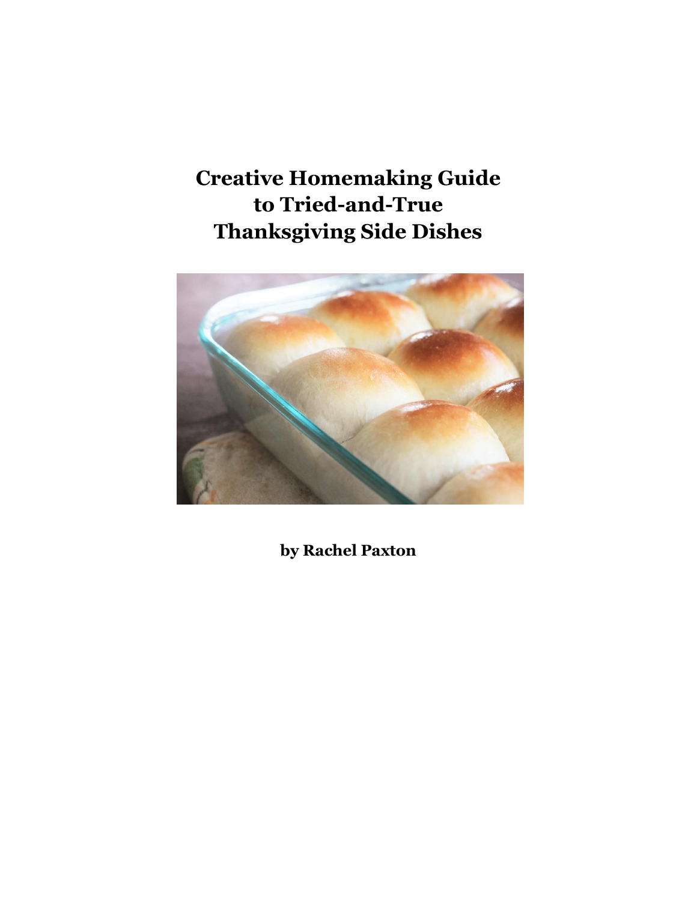# Creative Homemaking Guide to Tried-and-True Thanksgiving Side Dishes

**by Rachel Paxton**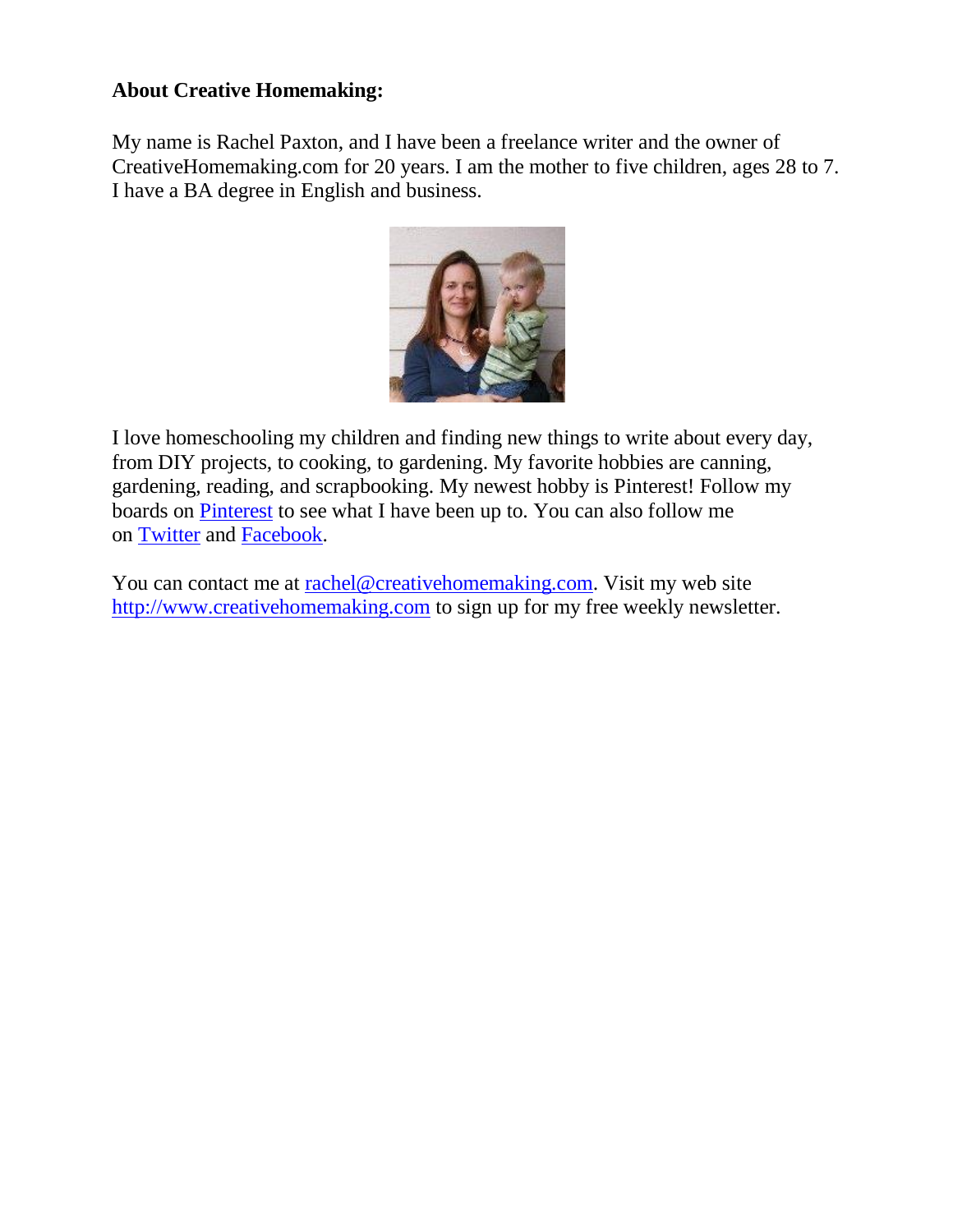**About Creative Homemaking:**

My name is Rachel Paxton, and I have been a freelance writer and the owner of CreativeHomemaking.com for 20 years. I am the mother to five children, ages 28 to 7. I have a BA degree in English and business.

I love homeschooling my children and finding new things to write about every day, from DIY projects, to cooking, to gardening. My favorite hobbies are canning, gardening, reading, and scrapbooking. My newest hobby is Pinterest! Follow my boards on Pinterest to see what I have been up to. You can also follow me on Twitter and Facebook.

You can contact me at rachel@creativehomemaking.com. Visit my web site http://www.creativehomemaking.com to sign up for my free weekly newsletter.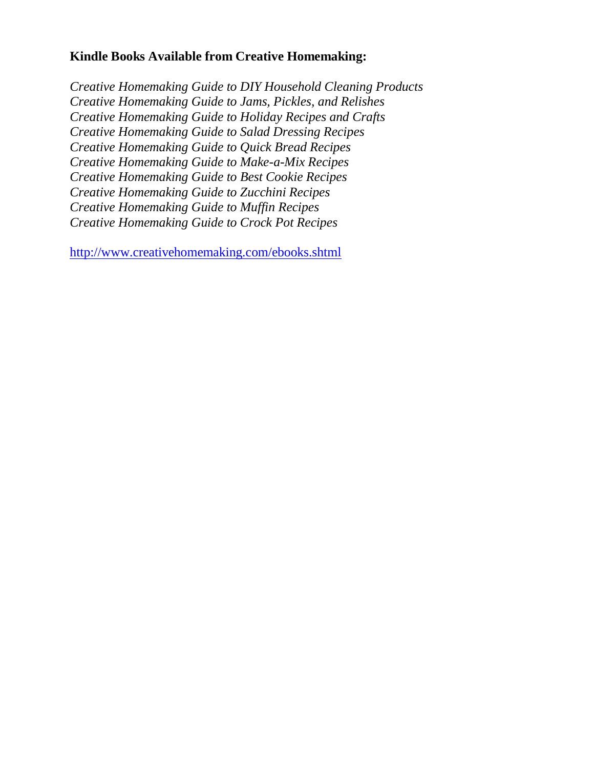**Kindle Books Available from Creative Homemaking:**

*Creative Homemaking Guide to DIY Household Cleaning Products*
*Creative Homemaking Guide to Jams, Pickles, and Relishes*
*Creative Homemaking Guide to Holiday Recipes and Crafts*
*Creative Homemaking Guide to Salad Dressing Recipes*
*Creative Homemaking Guide to Quick Bread Recipes*
*Creative Homemaking Guide to Make-a-Mix Recipes*
*Creative Homemaking Guide to Best Cookie Recipes*
*Creative Homemaking Guide to Zucchini Recipes*
*Creative Homemaking Guide to Muffin Recipes*
*Creative Homemaking Guide to Crock Pot Recipes*

http://www.creativehomemaking.com/ebooks.shtml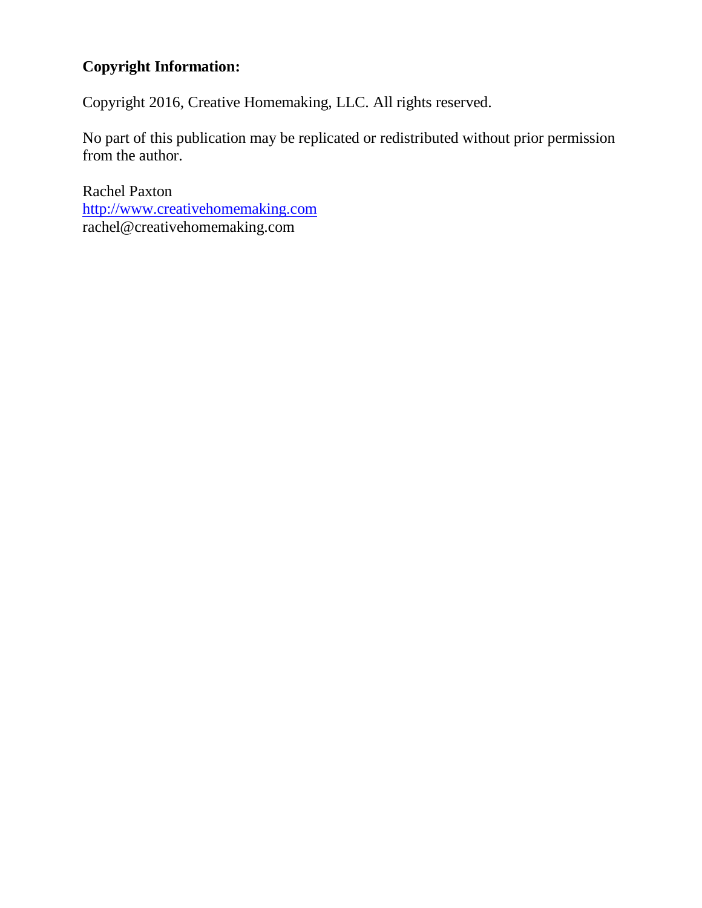**Copyright Information:**

Copyright 2016, Creative Homemaking, LLC. All rights reserved.

No part of this publication may be replicated or redistributed without prior permission from the author.

Rachel Paxton  
[http://www.creativehomemaking.com](http://www.creativehomemaking.com)  
rachel@creativehomemaking.com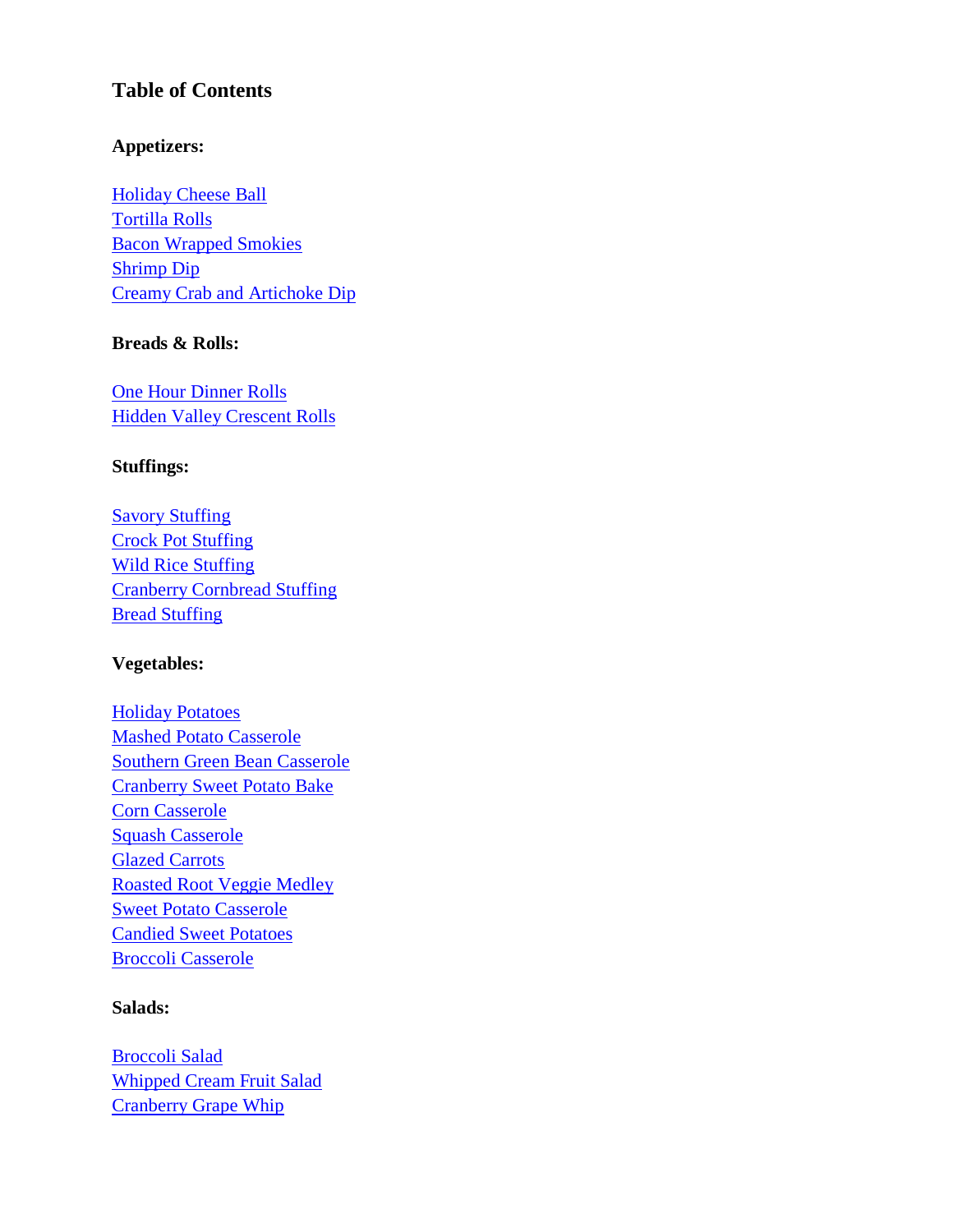## Table of Contents

**Appetizers:**

Holiday Cheese Ball
Tortilla Rolls
Bacon Wrapped Smokies
Shrimp Dip
Creamy Crab and Artichoke Dip

**Breads & Rolls:**

One Hour Dinner Rolls
Hidden Valley Crescent Rolls

**Stuffings:**

Savory Stuffing
Crock Pot Stuffing
Wild Rice Stuffing
Cranberry Cornbread Stuffing
Bread Stuffing

**Vegetables:**

Holiday Potatoes
Mashed Potato Casserole
Southern Green Bean Casserole
Cranberry Sweet Potato Bake
Corn Casserole
Squash Casserole
Glazed Carrots
Roasted Root Veggie Medley
Sweet Potato Casserole
Candied Sweet Potatoes
Broccoli Casserole

**Salads:**

Broccoli Salad
Whipped Cream Fruit Salad
Cranberry Grape Whip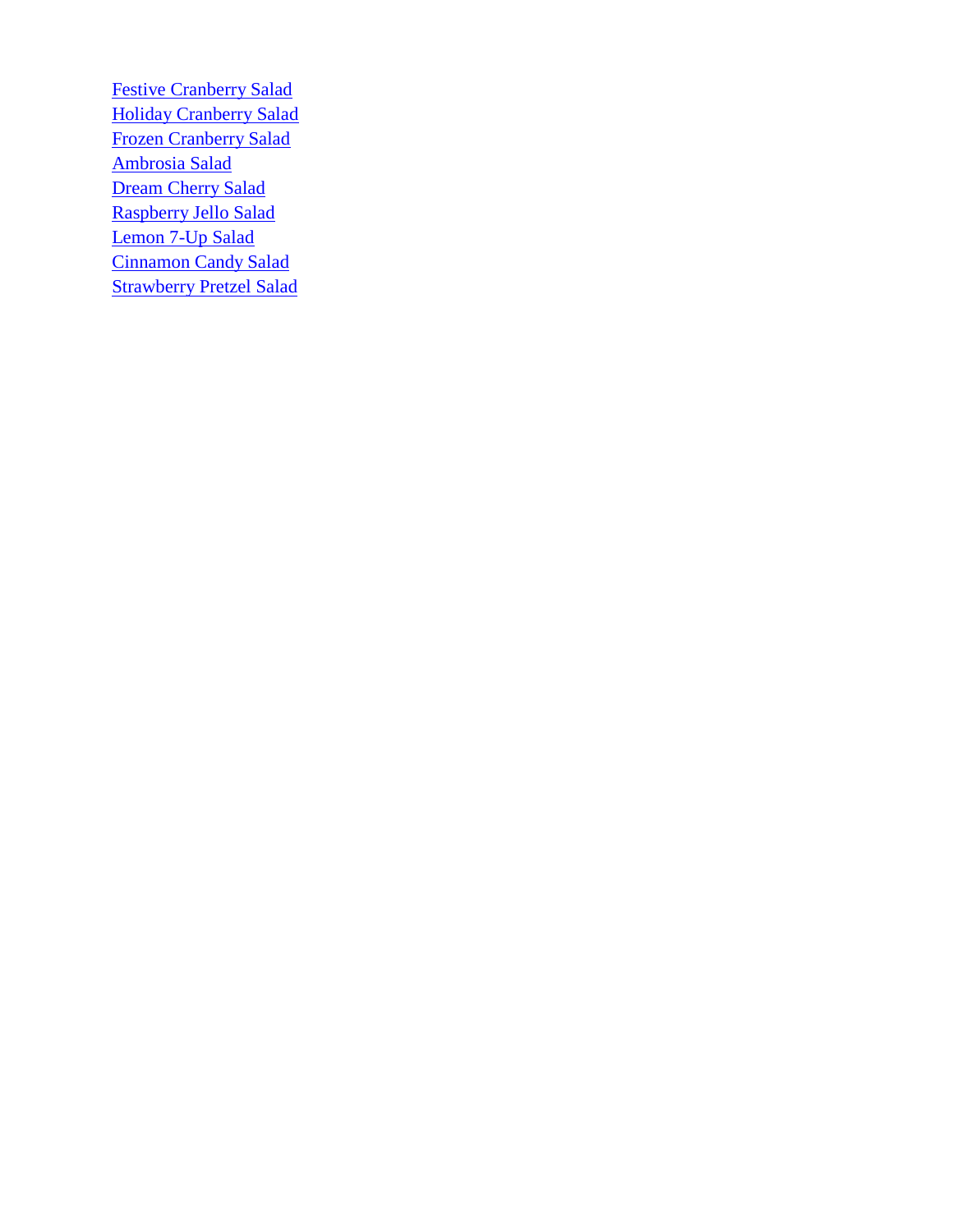Festive Cranberry Salad
Holiday Cranberry Salad
Frozen Cranberry Salad
Ambrosia Salad
Dream Cherry Salad
Raspberry Jello Salad
Lemon 7-Up Salad
Cinnamon Candy Salad
Strawberry Pretzel Salad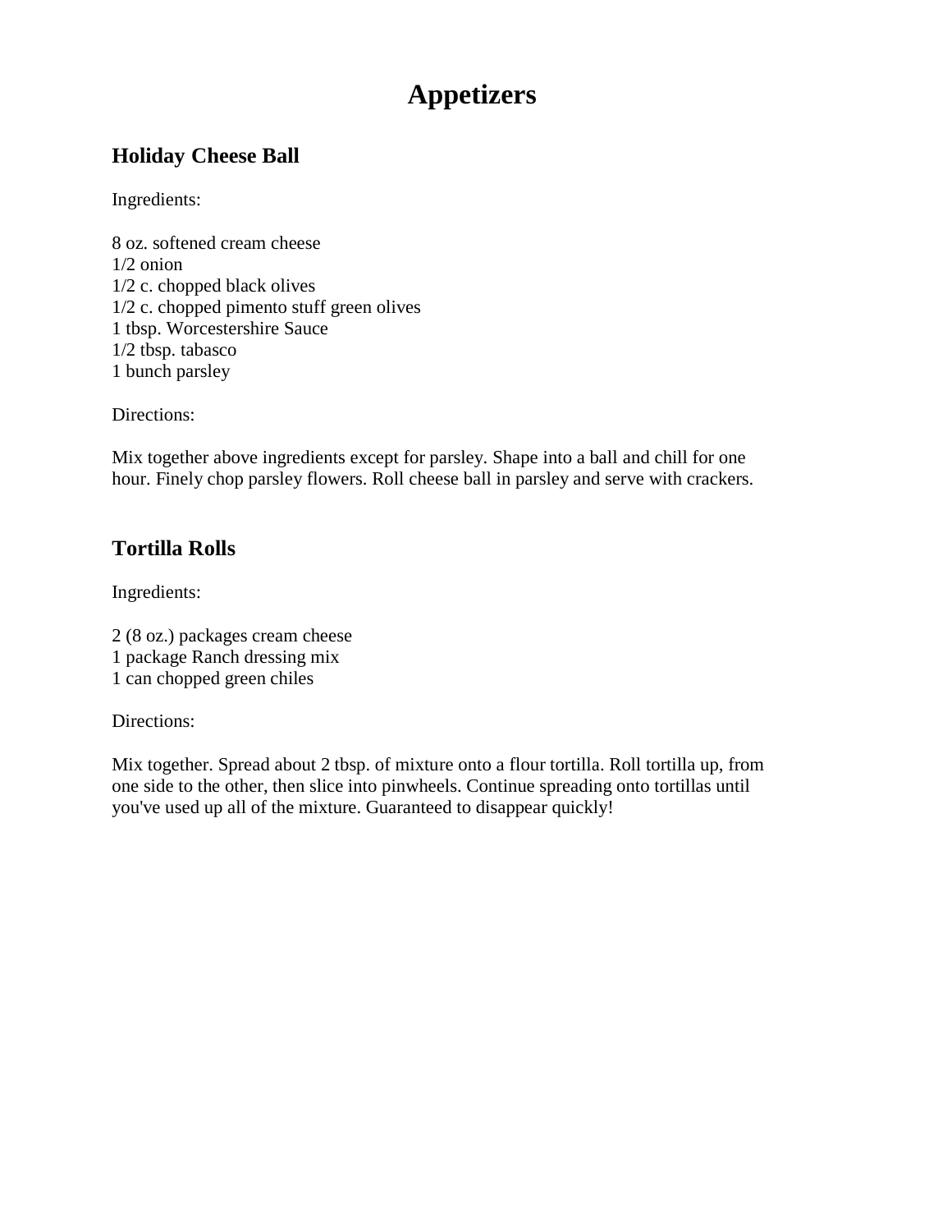# Appetizers

## Holiday Cheese Ball

Ingredients:

8 oz. softened cream cheese
1/2 onion
1/2 c. chopped black olives
1/2 c. chopped pimento stuff green olives
1 tbsp. Worcestershire Sauce
1/2 tbsp. tabasco
1 bunch parsley

Directions:

Mix together above ingredients except for parsley. Shape into a ball and chill for one hour. Finely chop parsley flowers. Roll cheese ball in parsley and serve with crackers.

## Tortilla Rolls

Ingredients:

2 (8 oz.) packages cream cheese
1 package Ranch dressing mix
1 can chopped green chiles

Directions:

Mix together. Spread about 2 tbsp. of mixture onto a flour tortilla. Roll tortilla up, from one side to the other, then slice into pinwheels. Continue spreading onto tortillas until you've used up all of the mixture. Guaranteed to disappear quickly!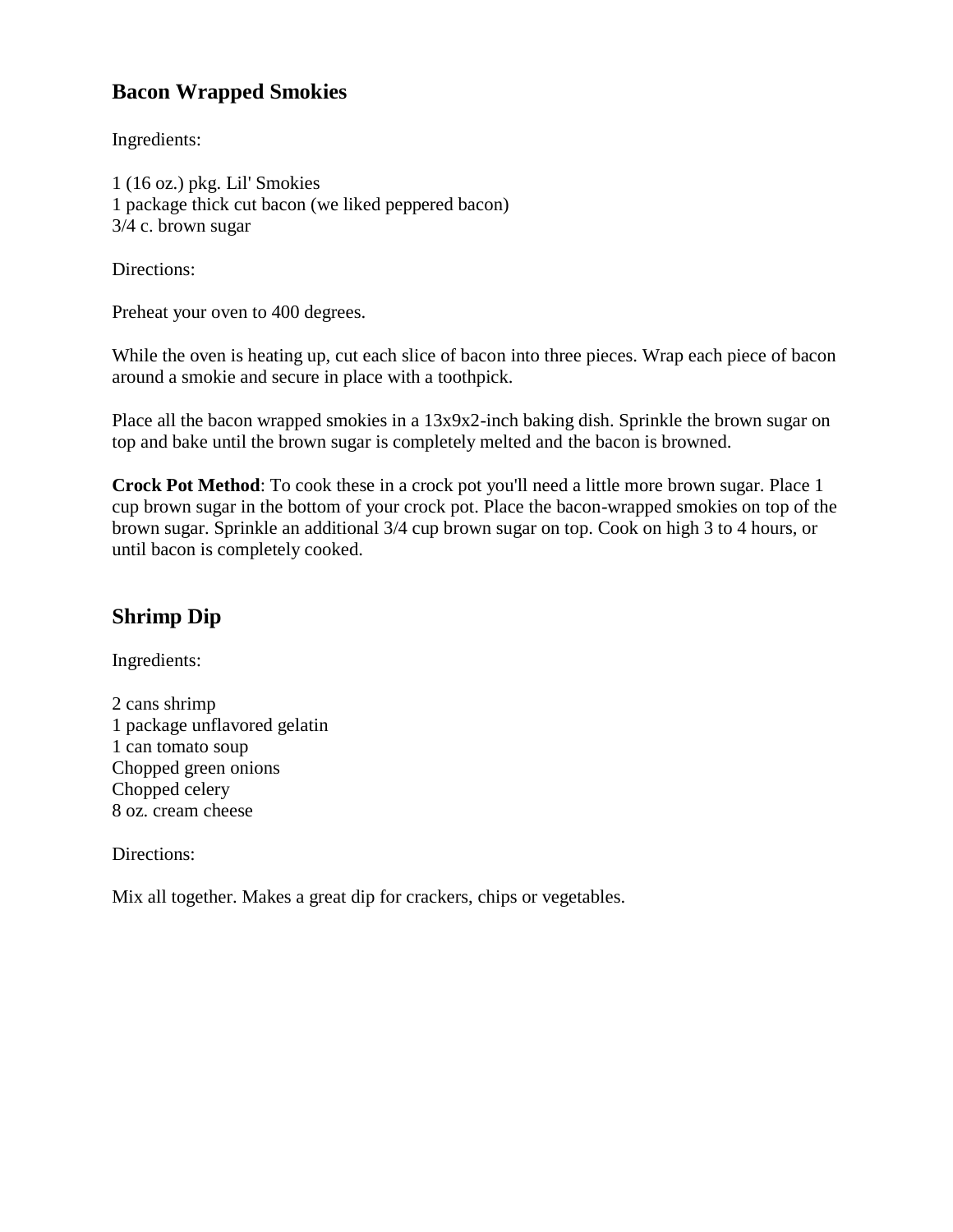## Bacon Wrapped Smokies

Ingredients:

1 (16 oz.) pkg. Lil' Smokies
1 package thick cut bacon (we liked peppered bacon)
3/4 c. brown sugar

Directions:

Preheat your oven to 400 degrees.

While the oven is heating up, cut each slice of bacon into three pieces. Wrap each piece of bacon around a smokie and secure in place with a toothpick.

Place all the bacon wrapped smokies in a 13x9x2-inch baking dish. Sprinkle the brown sugar on top and bake until the brown sugar is completely melted and the bacon is browned.

**Crock Pot Method**: To cook these in a crock pot you'll need a little more brown sugar. Place 1 cup brown sugar in the bottom of your crock pot. Place the bacon-wrapped smokies on top of the brown sugar. Sprinkle an additional 3/4 cup brown sugar on top. Cook on high 3 to 4 hours, or until bacon is completely cooked.

## Shrimp Dip

Ingredients:

2 cans shrimp
1 package unflavored gelatin
1 can tomato soup
Chopped green onions
Chopped celery
8 oz. cream cheese

Directions:

Mix all together. Makes a great dip for crackers, chips or vegetables.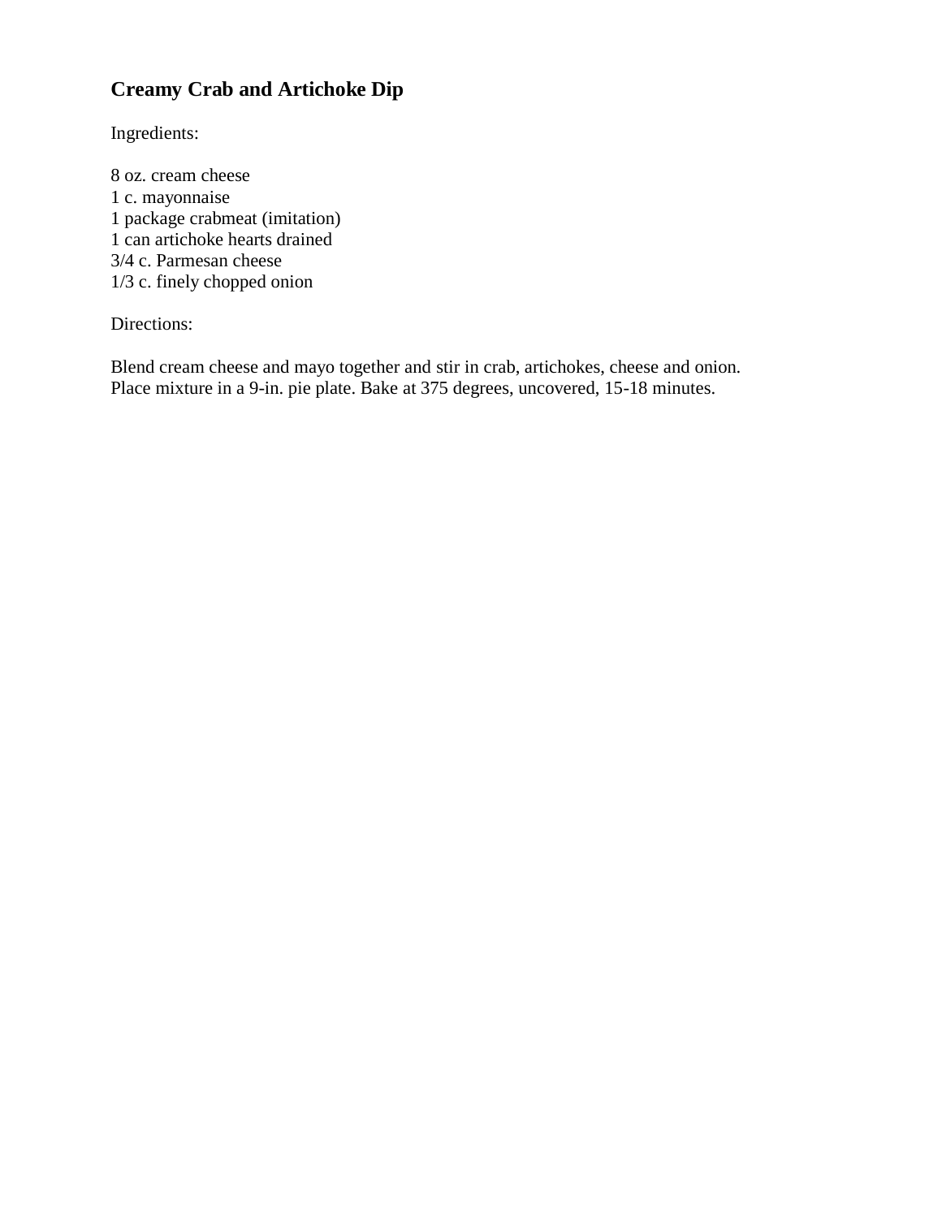## Creamy Crab and Artichoke Dip

Ingredients:

8 oz. cream cheese
1 c. mayonnaise
1 package crabmeat (imitation)
1 can artichoke hearts drained
3/4 c. Parmesan cheese
1/3 c. finely chopped onion

Directions:

Blend cream cheese and mayo together and stir in crab, artichokes, cheese and onion. Place mixture in a 9-in. pie plate. Bake at 375 degrees, uncovered, 15-18 minutes.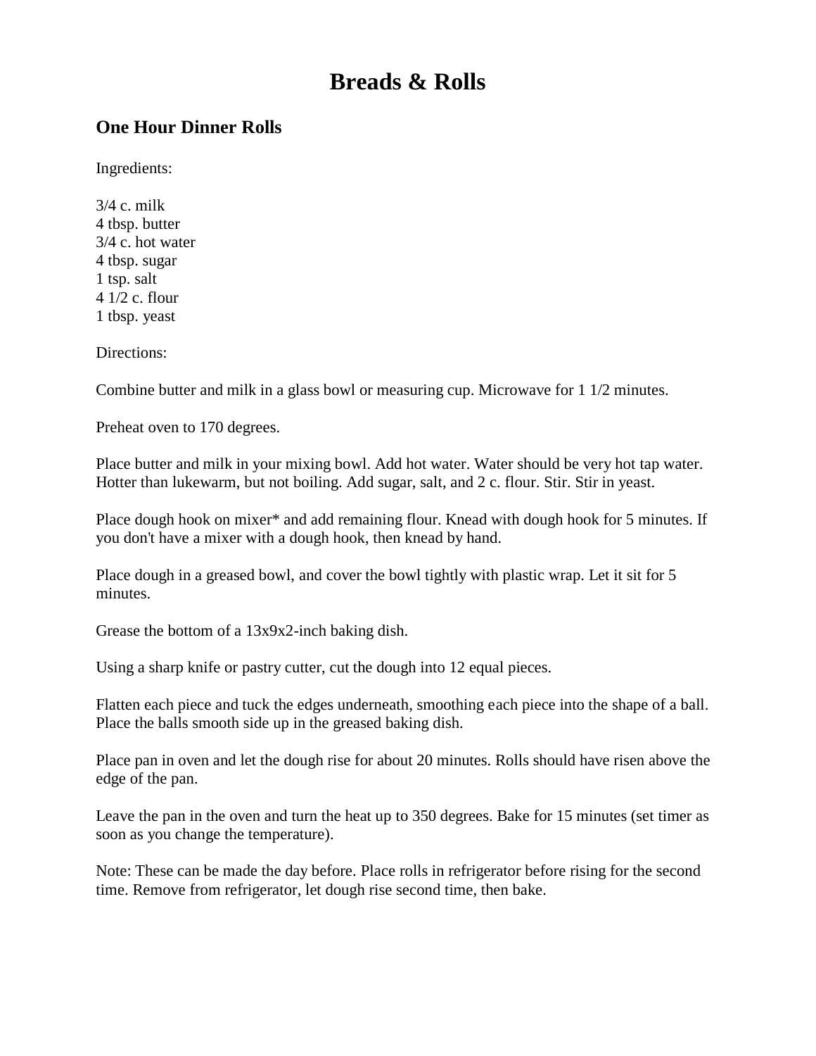# Breads & Rolls

## One Hour Dinner Rolls

Ingredients:

3/4 c. milk
4 tbsp. butter
3/4 c. hot water
4 tbsp. sugar
1 tsp. salt
4 1/2 c. flour
1 tbsp. yeast

Directions:

Combine butter and milk in a glass bowl or measuring cup. Microwave for 1 1/2 minutes.

Preheat oven to 170 degrees.

Place butter and milk in your mixing bowl. Add hot water. Water should be very hot tap water. Hotter than lukewarm, but not boiling. Add sugar, salt, and 2 c. flour. Stir. Stir in yeast.

Place dough hook on mixer* and add remaining flour. Knead with dough hook for 5 minutes. If you don't have a mixer with a dough hook, then knead by hand.

Place dough in a greased bowl, and cover the bowl tightly with plastic wrap. Let it sit for 5 minutes.

Grease the bottom of a 13x9x2-inch baking dish.

Using a sharp knife or pastry cutter, cut the dough into 12 equal pieces.

Flatten each piece and tuck the edges underneath, smoothing each piece into the shape of a ball. Place the balls smooth side up in the greased baking dish.

Place pan in oven and let the dough rise for about 20 minutes. Rolls should have risen above the edge of the pan.

Leave the pan in the oven and turn the heat up to 350 degrees. Bake for 15 minutes (set timer as soon as you change the temperature).

Note: These can be made the day before. Place rolls in refrigerator before rising for the second time. Remove from refrigerator, let dough rise second time, then bake.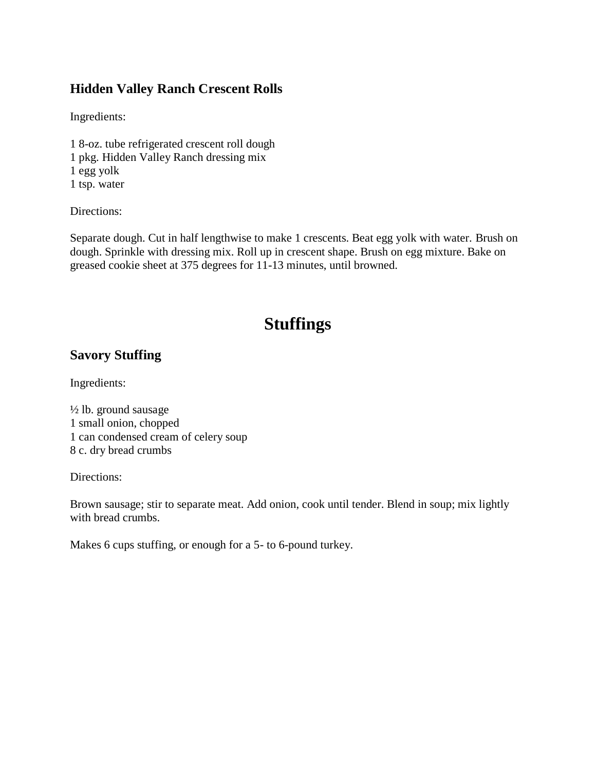### Hidden Valley Ranch Crescent Rolls

Ingredients:

1 8-oz. tube refrigerated crescent roll dough
1 pkg. Hidden Valley Ranch dressing mix
1 egg yolk
1 tsp. water

Directions:

Separate dough. Cut in half lengthwise to make 1 crescents. Beat egg yolk with water. Brush on dough. Sprinkle with dressing mix. Roll up in crescent shape. Brush on egg mixture. Bake on greased cookie sheet at 375 degrees for 11-13 minutes, until browned.

## Stuffings

### Savory Stuffing

Ingredients:

½ lb. ground sausage
1 small onion, chopped
1 can condensed cream of celery soup
8 c. dry bread crumbs

Directions:

Brown sausage; stir to separate meat. Add onion, cook until tender. Blend in soup; mix lightly with bread crumbs.

Makes 6 cups stuffing, or enough for a 5- to 6-pound turkey.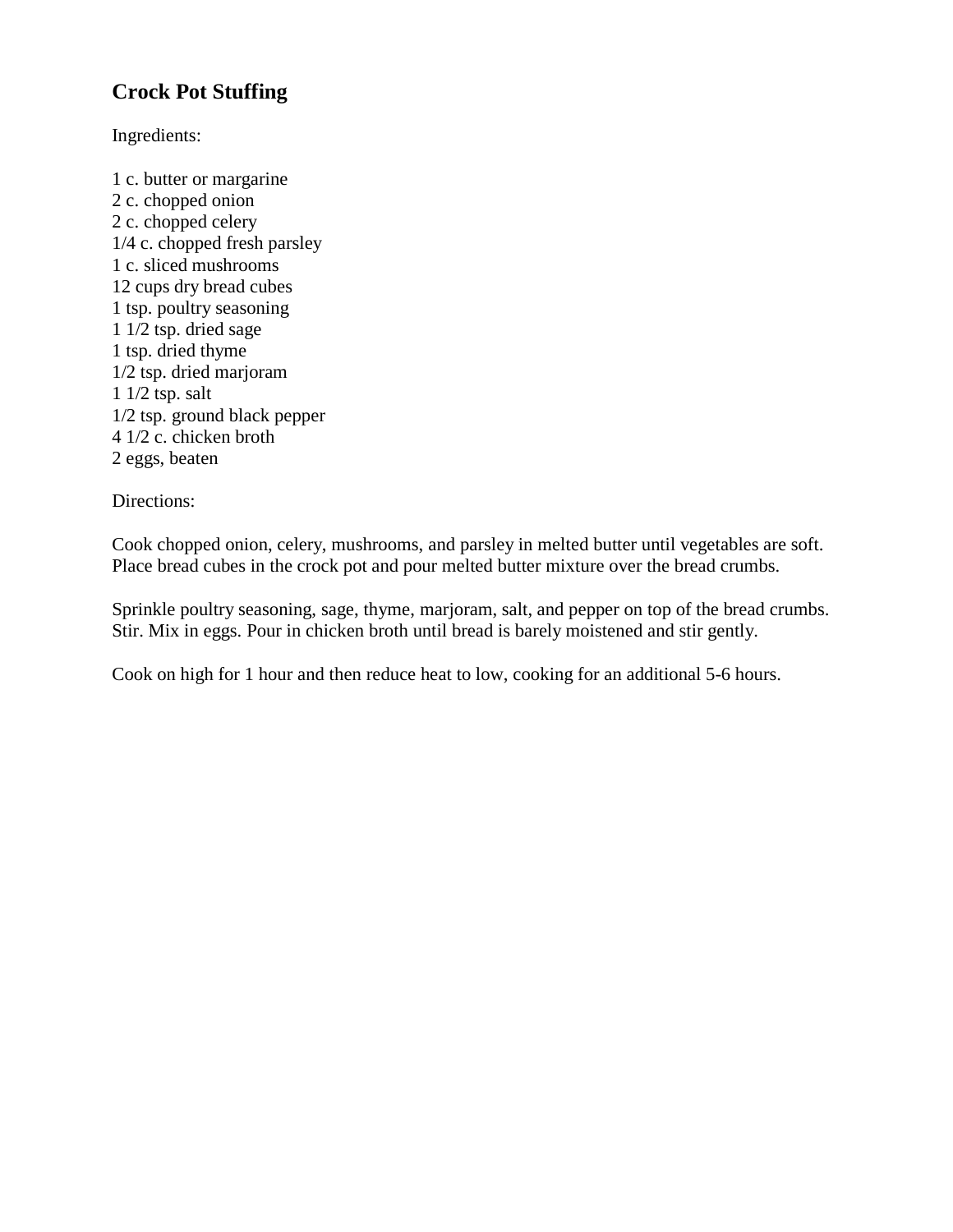## Crock Pot Stuffing

Ingredients:

1 c. butter or margarine
2 c. chopped onion
2 c. chopped celery
1/4 c. chopped fresh parsley
1 c. sliced mushrooms
12 cups dry bread cubes
1 tsp. poultry seasoning
1 1/2 tsp. dried sage
1 tsp. dried thyme
1/2 tsp. dried marjoram
1 1/2 tsp. salt
1/2 tsp. ground black pepper
4 1/2 c. chicken broth
2 eggs, beaten

Directions:

Cook chopped onion, celery, mushrooms, and parsley in melted butter until vegetables are soft. Place bread cubes in the crock pot and pour melted butter mixture over the bread crumbs.

Sprinkle poultry seasoning, sage, thyme, marjoram, salt, and pepper on top of the bread crumbs. Stir. Mix in eggs. Pour in chicken broth until bread is barely moistened and stir gently.

Cook on high for 1 hour and then reduce heat to low, cooking for an additional 5-6 hours.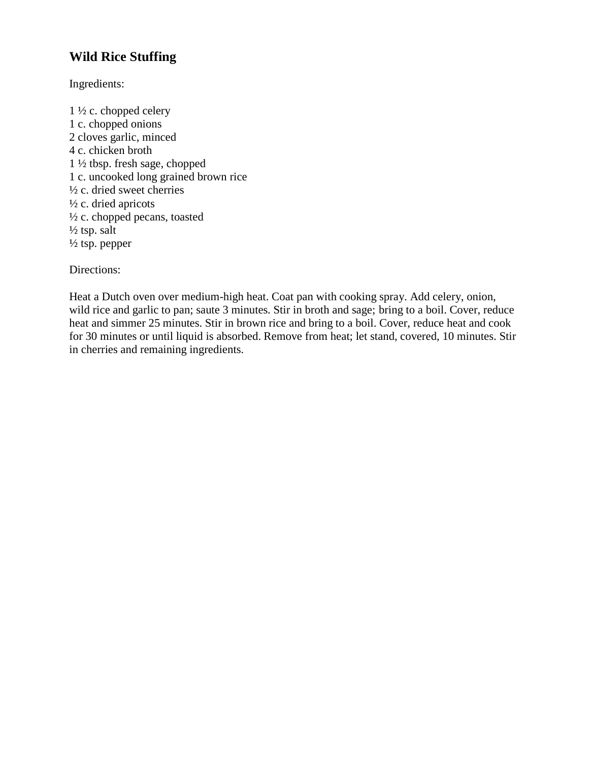## Wild Rice Stuffing

Ingredients:

1 ½ c. chopped celery
1 c. chopped onions
2 cloves garlic, minced
4 c. chicken broth
1 ½ tbsp. fresh sage, chopped
1 c. uncooked long grained brown rice
½ c. dried sweet cherries
½ c. dried apricots
½ c. chopped pecans, toasted
½ tsp. salt
½ tsp. pepper

Directions:

Heat a Dutch oven over medium-high heat. Coat pan with cooking spray. Add celery, onion, wild rice and garlic to pan; saute 3 minutes. Stir in broth and sage; bring to a boil. Cover, reduce heat and simmer 25 minutes. Stir in brown rice and bring to a boil. Cover, reduce heat and cook for 30 minutes or until liquid is absorbed. Remove from heat; let stand, covered, 10 minutes. Stir in cherries and remaining ingredients.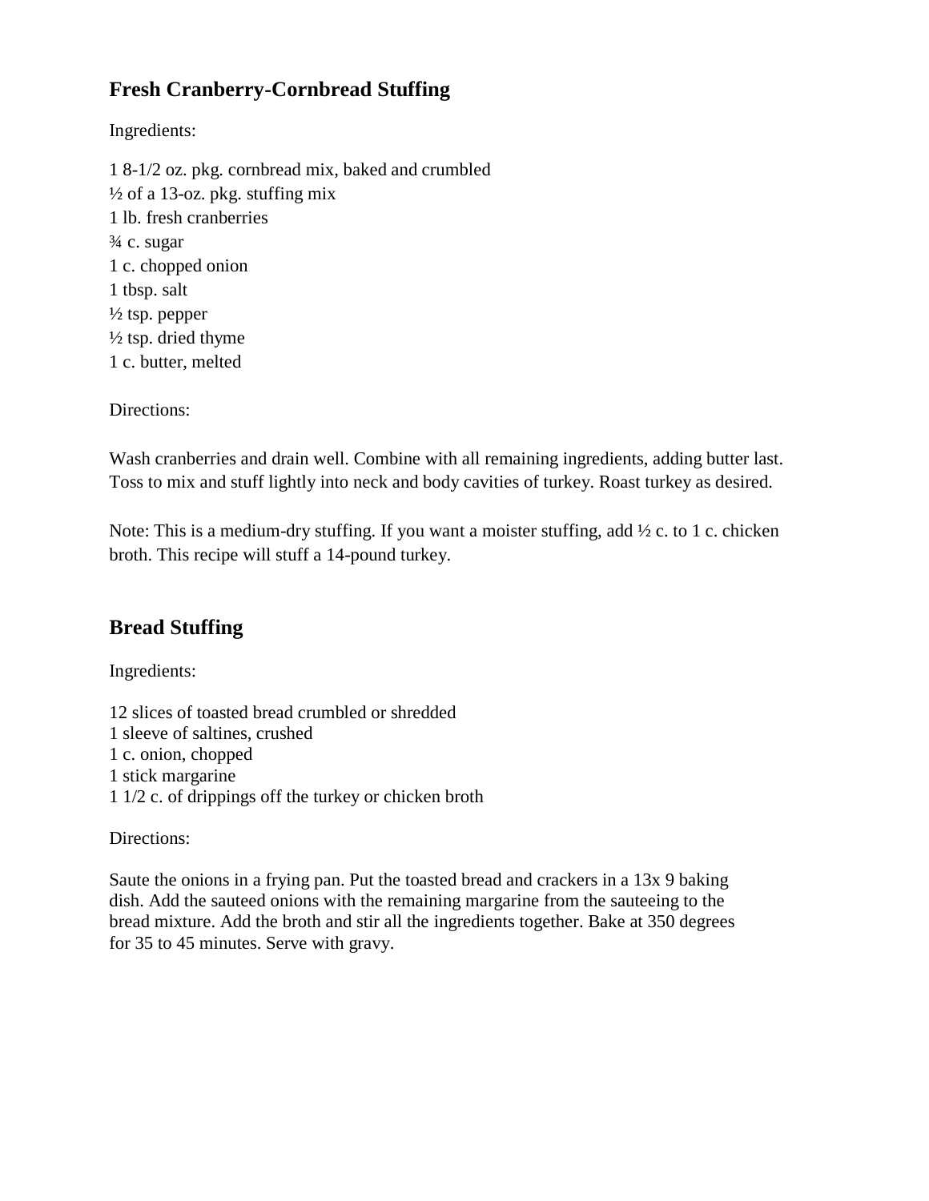## Fresh Cranberry-Cornbread Stuffing

Ingredients:

1 8-1/2 oz. pkg. cornbread mix, baked and crumbled
½ of a 13-oz. pkg. stuffing mix
1 lb. fresh cranberries
¾ c. sugar
1 c. chopped onion
1 tbsp. salt
½ tsp. pepper
½ tsp. dried thyme
1 c. butter, melted

Directions:

Wash cranberries and drain well. Combine with all remaining ingredients, adding butter last. Toss to mix and stuff lightly into neck and body cavities of turkey. Roast turkey as desired.

Note: This is a medium-dry stuffing. If you want a moister stuffing, add ½ c. to 1 c. chicken broth. This recipe will stuff a 14-pound turkey.

## Bread Stuffing

Ingredients:

12 slices of toasted bread crumbled or shredded
1 sleeve of saltines, crushed
1 c. onion, chopped
1 stick margarine
1 1/2 c. of drippings off the turkey or chicken broth

Directions:

Saute the onions in a frying pan. Put the toasted bread and crackers in a 13x 9 baking dish. Add the sauteed onions with the remaining margarine from the sauteeing to the bread mixture. Add the broth and stir all the ingredients together. Bake at 350 degrees for 35 to 45 minutes. Serve with gravy.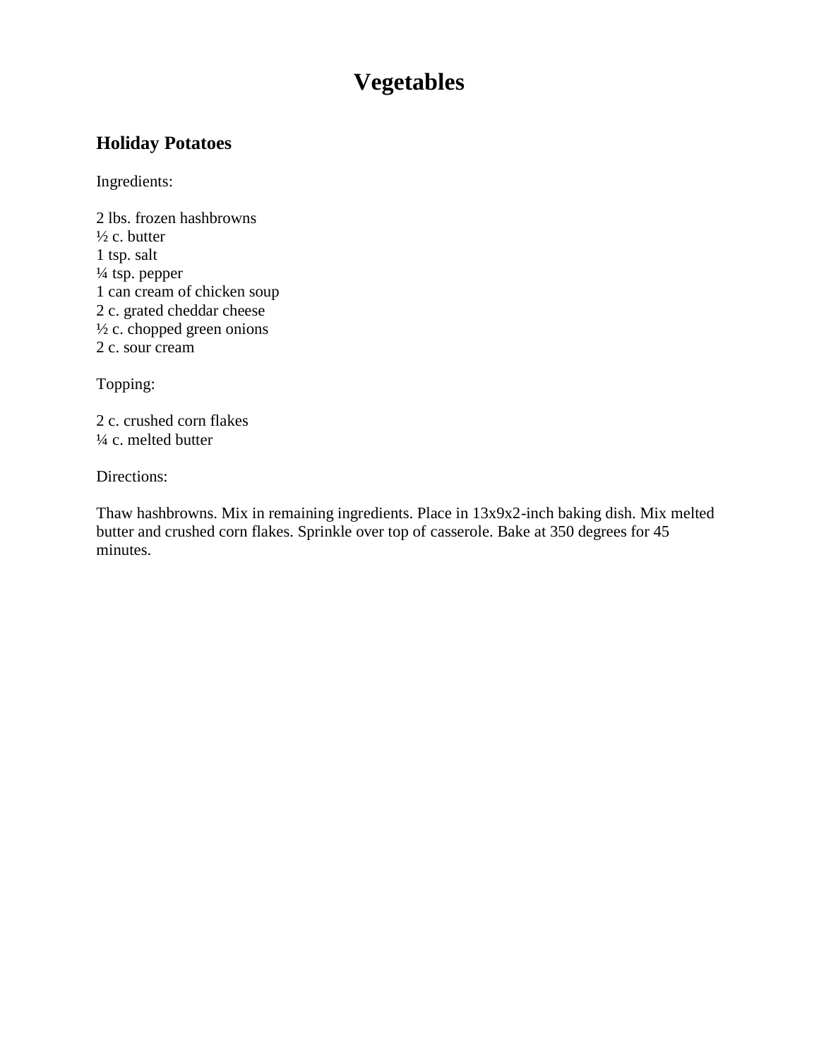# Vegetables

## Holiday Potatoes

Ingredients:

2 lbs. frozen hashbrowns
½ c. butter
1 tsp. salt
¼ tsp. pepper
1 can cream of chicken soup
2 c. grated cheddar cheese
½ c. chopped green onions
2 c. sour cream

Topping:

2 c. crushed corn flakes
¼ c. melted butter

Directions:

Thaw hashbrowns. Mix in remaining ingredients. Place in 13x9x2-inch baking dish. Mix melted butter and crushed corn flakes. Sprinkle over top of casserole. Bake at 350 degrees for 45 minutes.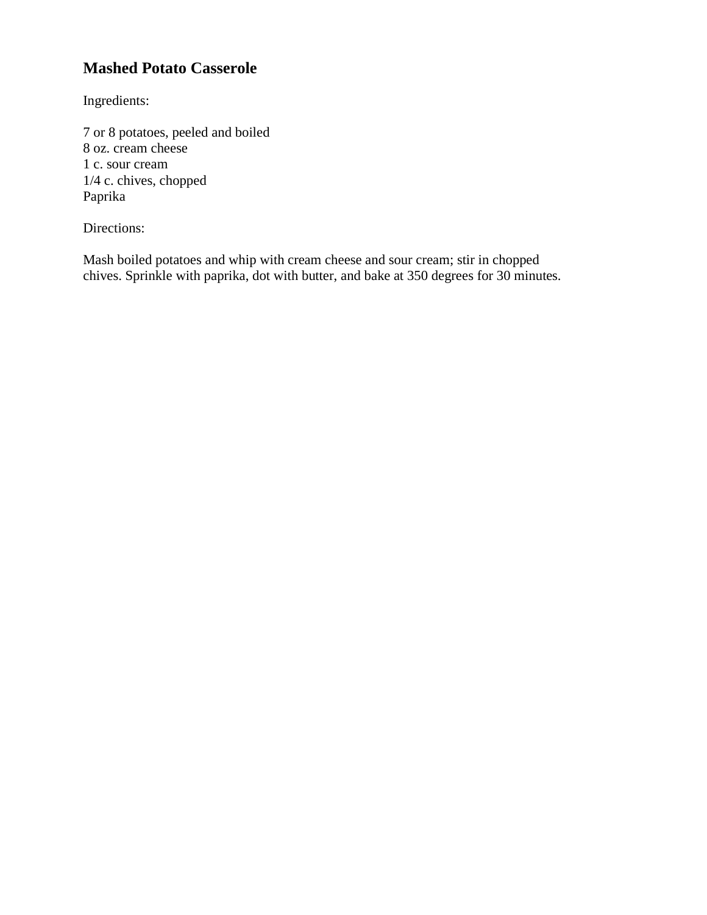## Mashed Potato Casserole

Ingredients:

7 or 8 potatoes, peeled and boiled
8 oz. cream cheese
1 c. sour cream
1/4 c. chives, chopped
Paprika

Directions:

Mash boiled potatoes and whip with cream cheese and sour cream; stir in chopped chives. Sprinkle with paprika, dot with butter, and bake at 350 degrees for 30 minutes.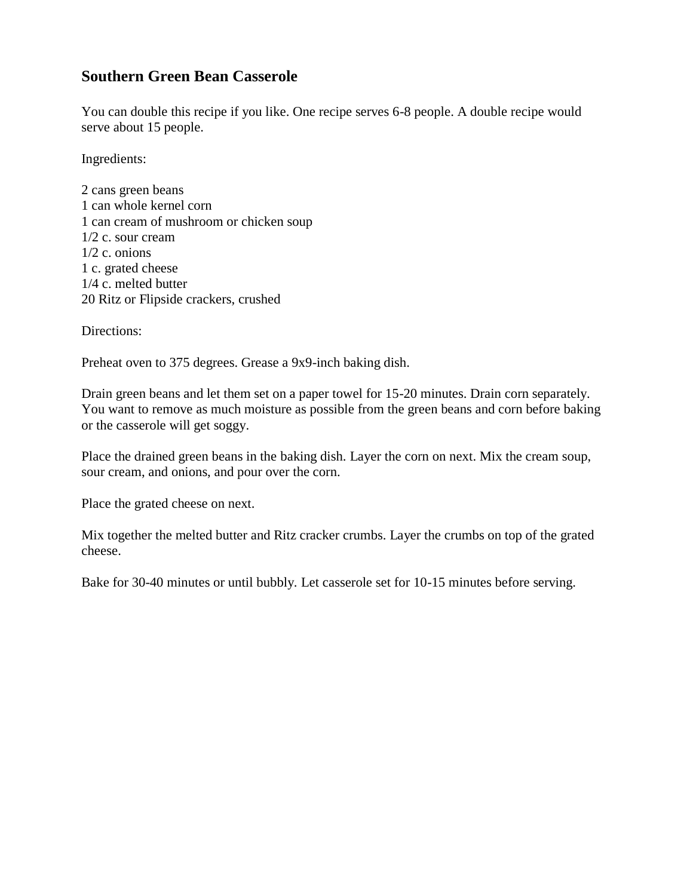## Southern Green Bean Casserole

You can double this recipe if you like. One recipe serves 6-8 people. A double recipe would serve about 15 people.

Ingredients:

2 cans green beans
1 can whole kernel corn
1 can cream of mushroom or chicken soup
1/2 c. sour cream
1/2 c. onions
1 c. grated cheese
1/4 c. melted butter
20 Ritz or Flipside crackers, crushed

Directions:

Preheat oven to 375 degrees. Grease a 9x9-inch baking dish.

Drain green beans and let them set on a paper towel for 15-20 minutes. Drain corn separately. You want to remove as much moisture as possible from the green beans and corn before baking or the casserole will get soggy.

Place the drained green beans in the baking dish. Layer the corn on next. Mix the cream soup, sour cream, and onions, and pour over the corn.

Place the grated cheese on next.

Mix together the melted butter and Ritz cracker crumbs. Layer the crumbs on top of the grated cheese.

Bake for 30-40 minutes or until bubbly. Let casserole set for 10-15 minutes before serving.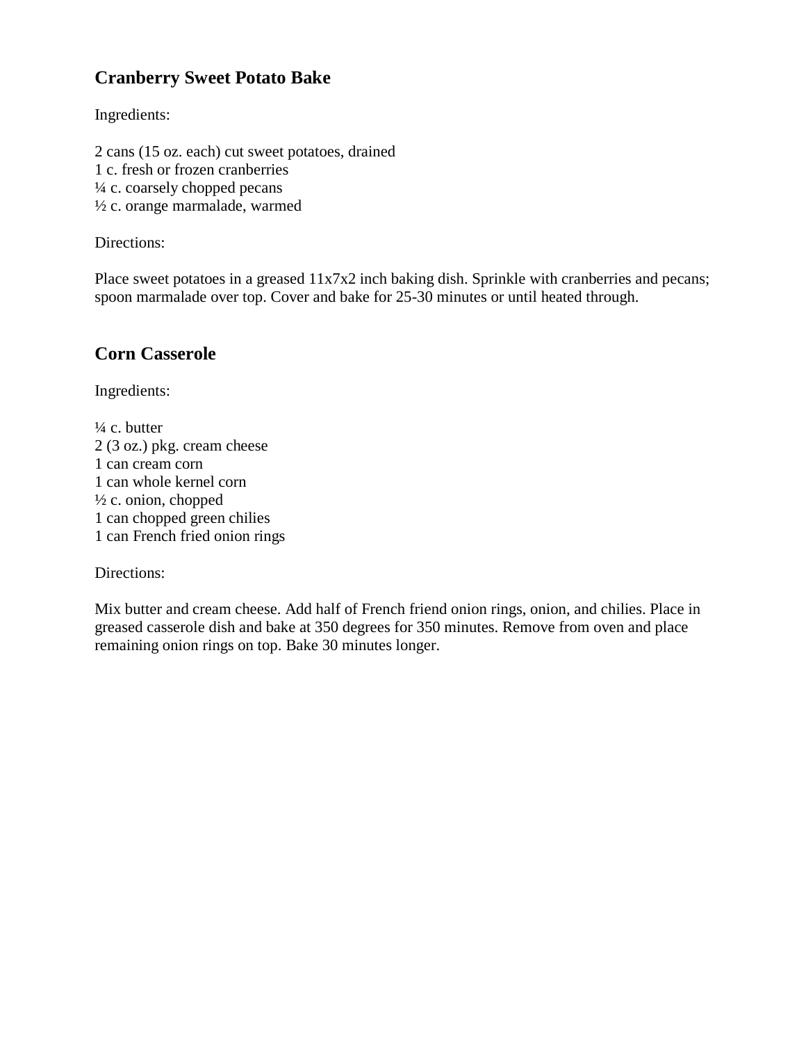## Cranberry Sweet Potato Bake

Ingredients:

2 cans (15 oz. each) cut sweet potatoes, drained
1 c. fresh or frozen cranberries
¼ c. coarsely chopped pecans
½ c. orange marmalade, warmed

Directions:

Place sweet potatoes in a greased 11x7x2 inch baking dish. Sprinkle with cranberries and pecans; spoon marmalade over top. Cover and bake for 25-30 minutes or until heated through.

## Corn Casserole

Ingredients:

¼ c. butter
2 (3 oz.) pkg. cream cheese
1 can cream corn
1 can whole kernel corn
½ c. onion, chopped
1 can chopped green chilies
1 can French fried onion rings

Directions:

Mix butter and cream cheese. Add half of French friend onion rings, onion, and chilies. Place in greased casserole dish and bake at 350 degrees for 350 minutes. Remove from oven and place remaining onion rings on top. Bake 30 minutes longer.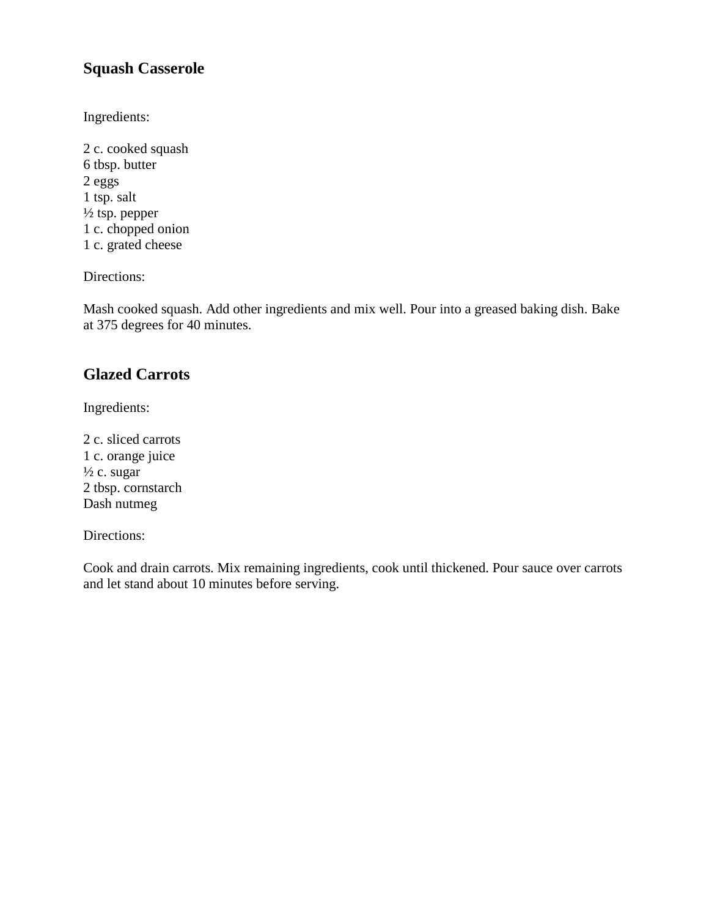## Squash Casserole

Ingredients:

2 c. cooked squash
6 tbsp. butter
2 eggs
1 tsp. salt
½ tsp. pepper
1 c. chopped onion
1 c. grated cheese

Directions:

Mash cooked squash. Add other ingredients and mix well. Pour into a greased baking dish. Bake at 375 degrees for 40 minutes.

## Glazed Carrots

Ingredients:

2 c. sliced carrots
1 c. orange juice
½ c. sugar
2 tbsp. cornstarch
Dash nutmeg

Directions:

Cook and drain carrots. Mix remaining ingredients, cook until thickened. Pour sauce over carrots and let stand about 10 minutes before serving.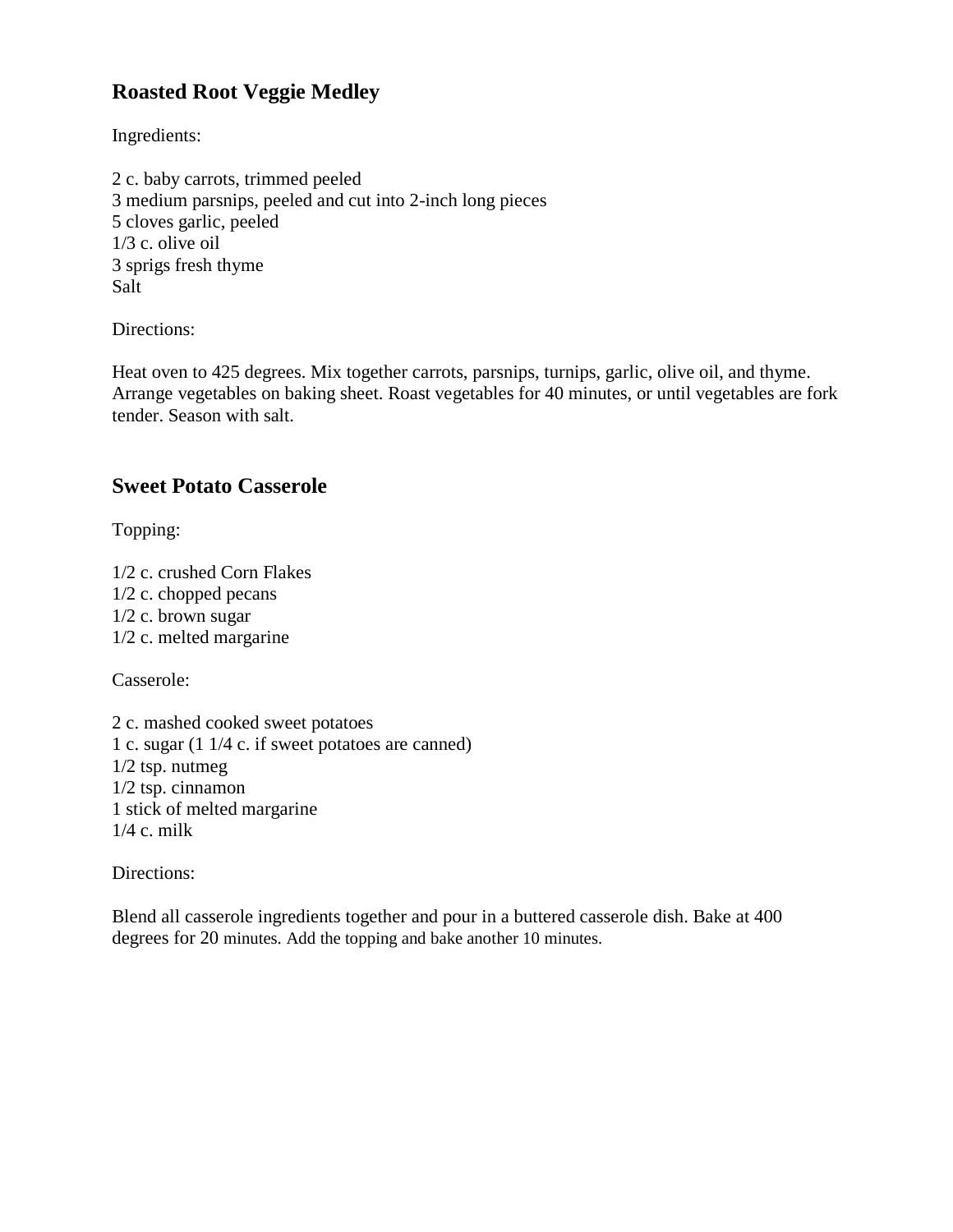## Roasted Root Veggie Medley

Ingredients:

2 c. baby carrots, trimmed peeled
3 medium parsnips, peeled and cut into 2-inch long pieces
5 cloves garlic, peeled
1/3 c. olive oil
3 sprigs fresh thyme
Salt

Directions:

Heat oven to 425 degrees. Mix together carrots, parsnips, turnips, garlic, olive oil, and thyme. Arrange vegetables on baking sheet. Roast vegetables for 40 minutes, or until vegetables are fork tender. Season with salt.

## Sweet Potato Casserole

Topping:

1/2 c. crushed Corn Flakes
1/2 c. chopped pecans
1/2 c. brown sugar
1/2 c. melted margarine

Casserole:

2 c. mashed cooked sweet potatoes
1 c. sugar (1 1/4 c. if sweet potatoes are canned)
1/2 tsp. nutmeg
1/2 tsp. cinnamon
1 stick of melted margarine
1/4 c. milk

Directions:

Blend all casserole ingredients together and pour in a buttered casserole dish. Bake at 400 degrees for 20 minutes. Add the topping and bake another 10 minutes.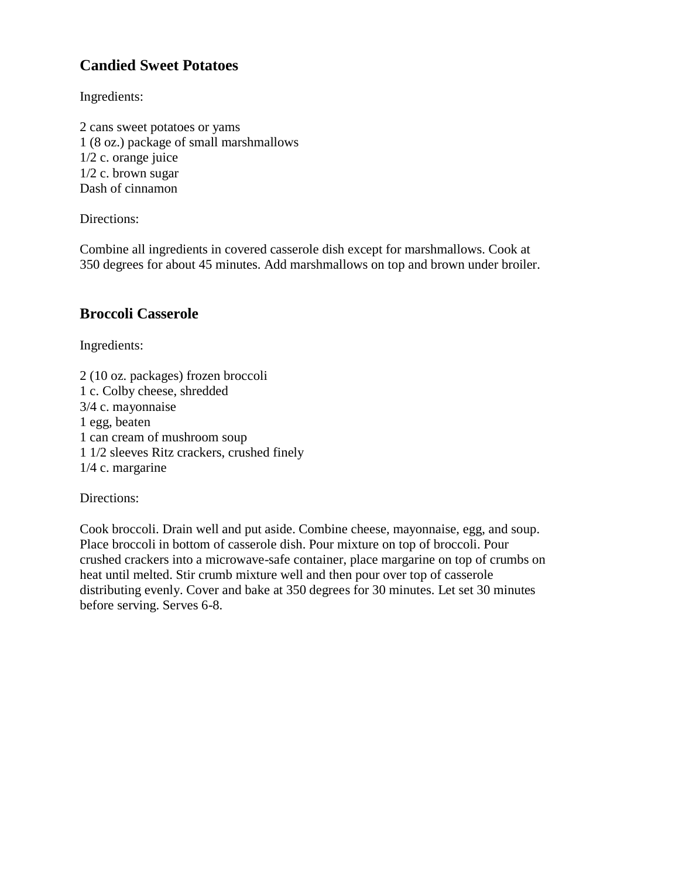## Candied Sweet Potatoes

Ingredients:

2 cans sweet potatoes or yams
1 (8 oz.) package of small marshmallows
1/2 c. orange juice
1/2 c. brown sugar
Dash of cinnamon

Directions:

Combine all ingredients in covered casserole dish except for marshmallows. Cook at 350 degrees for about 45 minutes. Add marshmallows on top and brown under broiler.

## Broccoli Casserole

Ingredients:

2 (10 oz. packages) frozen broccoli
1 c. Colby cheese, shredded
3/4 c. mayonnaise
1 egg, beaten
1 can cream of mushroom soup
1 1/2 sleeves Ritz crackers, crushed finely
1/4 c. margarine

Directions:

Cook broccoli. Drain well and put aside. Combine cheese, mayonnaise, egg, and soup. Place broccoli in bottom of casserole dish. Pour mixture on top of broccoli. Pour crushed crackers into a microwave-safe container, place margarine on top of crumbs on heat until melted. Stir crumb mixture well and then pour over top of casserole distributing evenly. Cover and bake at 350 degrees for 30 minutes. Let set 30 minutes before serving. Serves 6-8.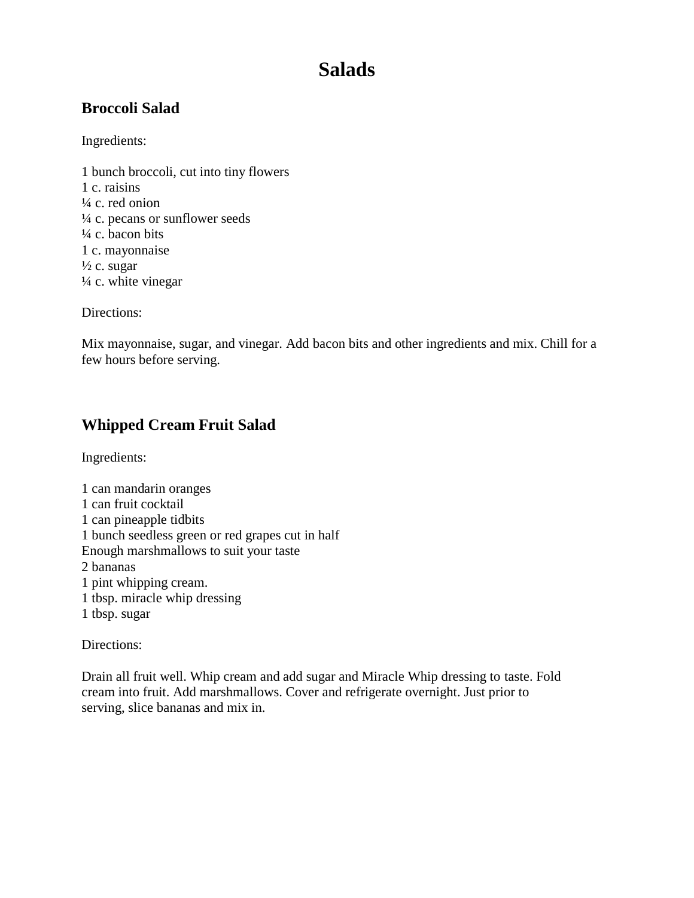# Salads

## Broccoli Salad

Ingredients:

1 bunch broccoli, cut into tiny flowers
1 c. raisins
¼ c. red onion
¼ c. pecans or sunflower seeds
¼ c. bacon bits
1 c. mayonnaise
½ c. sugar
¼ c. white vinegar

Directions:

Mix mayonnaise, sugar, and vinegar. Add bacon bits and other ingredients and mix. Chill for a few hours before serving.

## Whipped Cream Fruit Salad

Ingredients:

1 can mandarin oranges
1 can fruit cocktail
1 can pineapple tidbits
1 bunch seedless green or red grapes cut in half
Enough marshmallows to suit your taste
2 bananas
1 pint whipping cream.
1 tbsp. miracle whip dressing
1 tbsp. sugar

Directions:

Drain all fruit well. Whip cream and add sugar and Miracle Whip dressing to taste. Fold cream into fruit. Add marshmallows. Cover and refrigerate overnight. Just prior to serving, slice bananas and mix in.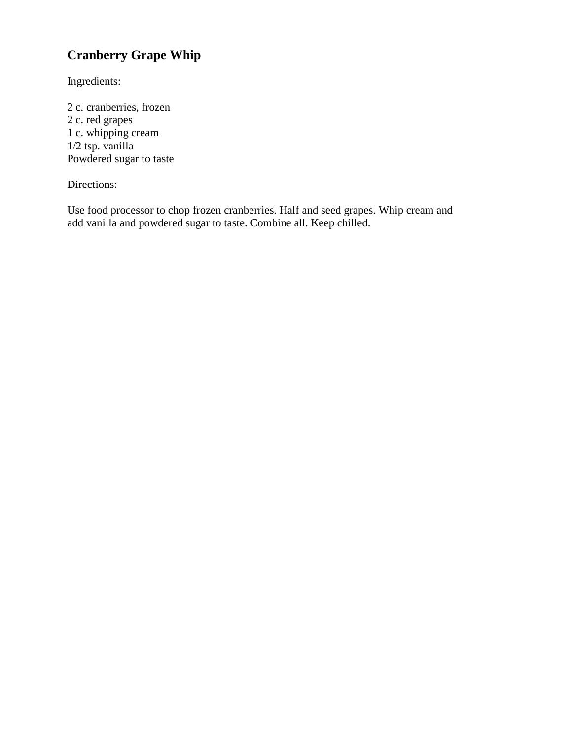## Cranberry Grape Whip

Ingredients:

2 c. cranberries, frozen
2 c. red grapes
1 c. whipping cream
1/2 tsp. vanilla
Powdered sugar to taste

Directions:

Use food processor to chop frozen cranberries. Half and seed grapes. Whip cream and add vanilla and powdered sugar to taste. Combine all. Keep chilled.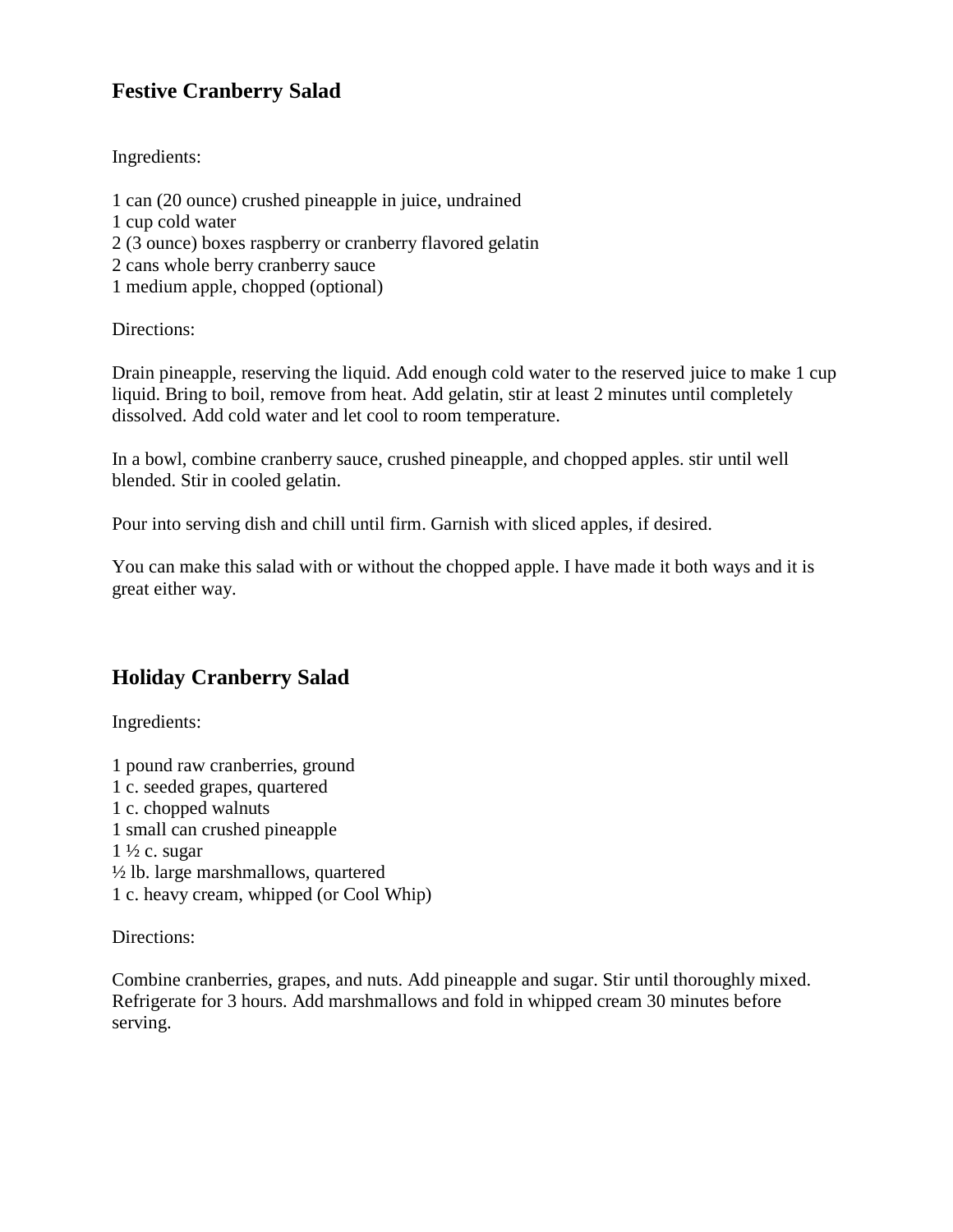## Festive Cranberry Salad

Ingredients:

1 can (20 ounce) crushed pineapple in juice, undrained
1 cup cold water
2 (3 ounce) boxes raspberry or cranberry flavored gelatin
2 cans whole berry cranberry sauce
1 medium apple, chopped (optional)

Directions:

Drain pineapple, reserving the liquid. Add enough cold water to the reserved juice to make 1 cup liquid. Bring to boil, remove from heat. Add gelatin, stir at least 2 minutes until completely dissolved. Add cold water and let cool to room temperature.

In a bowl, combine cranberry sauce, crushed pineapple, and chopped apples. stir until well blended. Stir in cooled gelatin.

Pour into serving dish and chill until firm. Garnish with sliced apples, if desired.

You can make this salad with or without the chopped apple. I have made it both ways and it is great either way.

## Holiday Cranberry Salad

Ingredients:

1 pound raw cranberries, ground
1 c. seeded grapes, quartered
1 c. chopped walnuts
1 small can crushed pineapple
1 ½ c. sugar
½ lb. large marshmallows, quartered
1 c. heavy cream, whipped (or Cool Whip)

Directions:

Combine cranberries, grapes, and nuts. Add pineapple and sugar. Stir until thoroughly mixed. Refrigerate for 3 hours. Add marshmallows and fold in whipped cream 30 minutes before serving.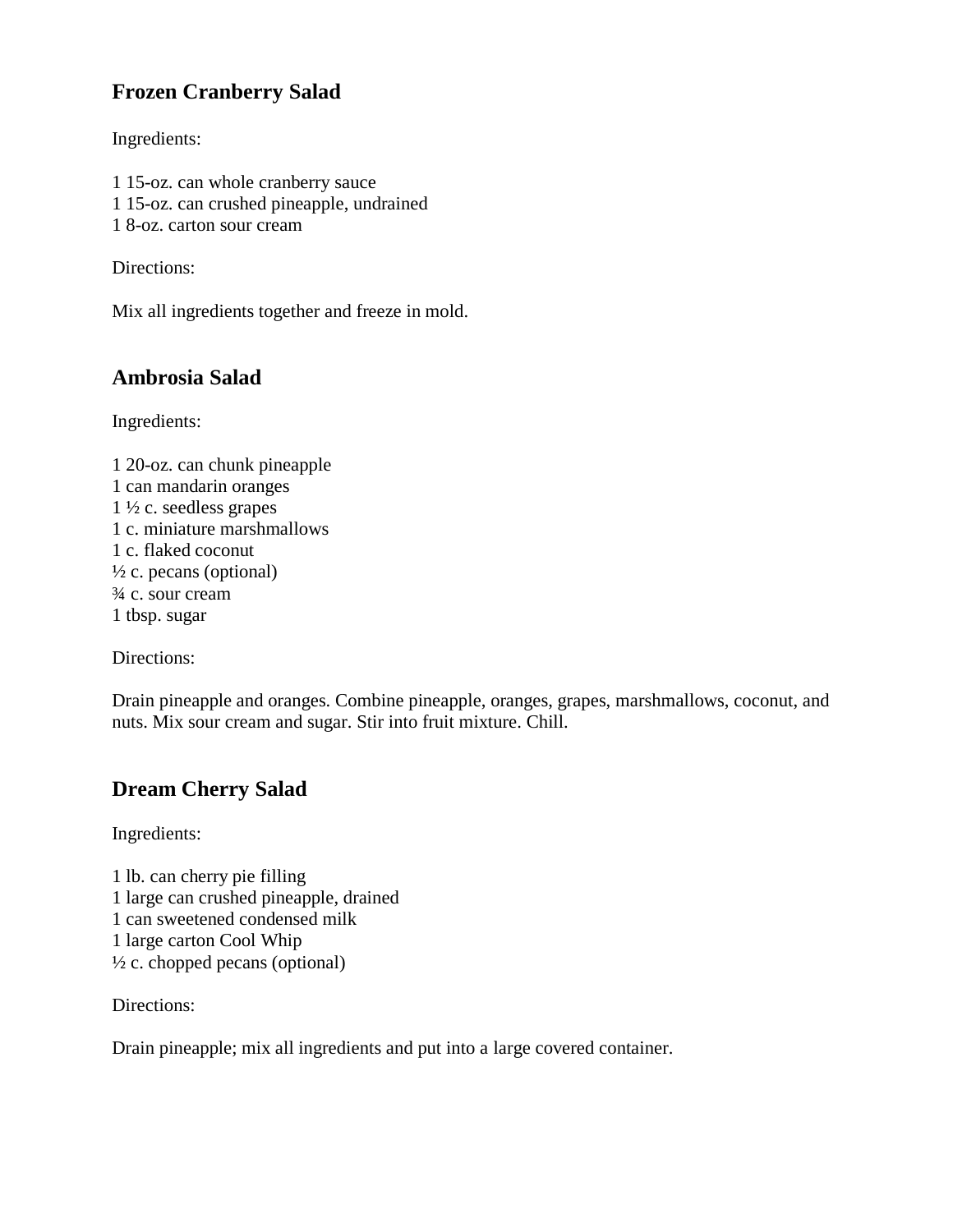## Frozen Cranberry Salad

Ingredients:

1 15-oz. can whole cranberry sauce
1 15-oz. can crushed pineapple, undrained
1 8-oz. carton sour cream

Directions:

Mix all ingredients together and freeze in mold.

## Ambrosia Salad

Ingredients:

1 20-oz. can chunk pineapple
1 can mandarin oranges
1 ½ c. seedless grapes
1 c. miniature marshmallows
1 c. flaked coconut
½ c. pecans (optional)
¾ c. sour cream
1 tbsp. sugar

Directions:

Drain pineapple and oranges. Combine pineapple, oranges, grapes, marshmallows, coconut, and nuts. Mix sour cream and sugar. Stir into fruit mixture. Chill.

## Dream Cherry Salad

Ingredients:

1 lb. can cherry pie filling
1 large can crushed pineapple, drained
1 can sweetened condensed milk
1 large carton Cool Whip
½ c. chopped pecans (optional)

Directions:

Drain pineapple; mix all ingredients and put into a large covered container.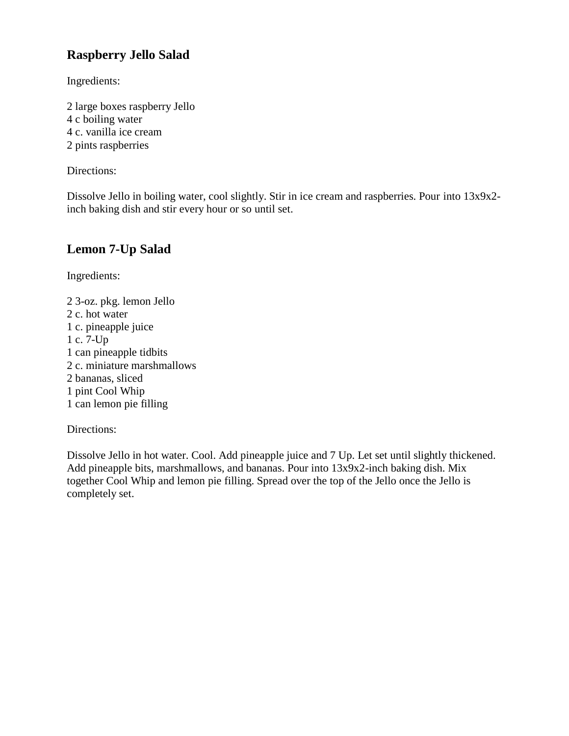## Raspberry Jello Salad

Ingredients:

2 large boxes raspberry Jello
4 c boiling water
4 c. vanilla ice cream
2 pints raspberries

Directions:

Dissolve Jello in boiling water, cool slightly. Stir in ice cream and raspberries. Pour into 13x9x2-inch baking dish and stir every hour or so until set.

## Lemon 7-Up Salad

Ingredients:

2 3-oz. pkg. lemon Jello
2 c. hot water
1 c. pineapple juice
1 c. 7-Up
1 can pineapple tidbits
2 c. miniature marshmallows
2 bananas, sliced
1 pint Cool Whip
1 can lemon pie filling

Directions:

Dissolve Jello in hot water. Cool. Add pineapple juice and 7 Up. Let set until slightly thickened. Add pineapple bits, marshmallows, and bananas. Pour into 13x9x2-inch baking dish. Mix together Cool Whip and lemon pie filling. Spread over the top of the Jello once the Jello is completely set.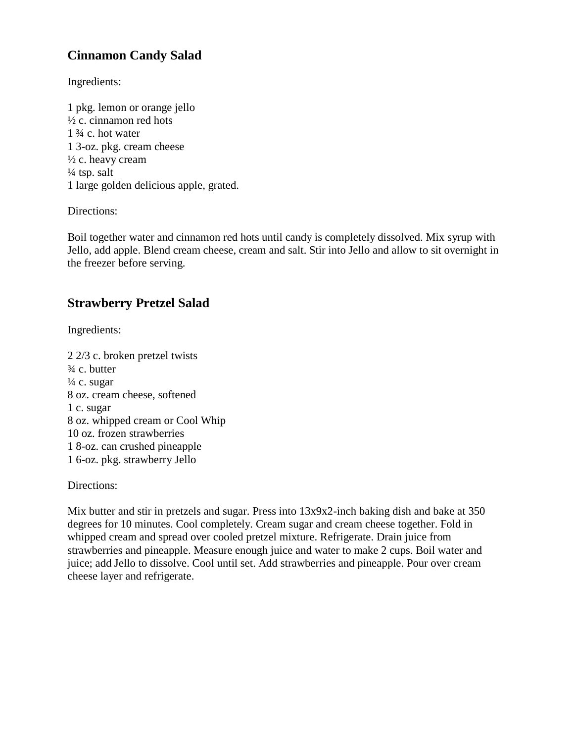## Cinnamon Candy Salad

Ingredients:

1 pkg. lemon or orange jello
½ c. cinnamon red hots
1 ¾ c. hot water
1 3-oz. pkg. cream cheese
½ c. heavy cream
¼ tsp. salt
1 large golden delicious apple, grated.

Directions:

Boil together water and cinnamon red hots until candy is completely dissolved. Mix syrup with Jello, add apple. Blend cream cheese, cream and salt. Stir into Jello and allow to sit overnight in the freezer before serving.

## Strawberry Pretzel Salad

Ingredients:

2 2/3 c. broken pretzel twists
¾ c. butter
¼ c. sugar
8 oz. cream cheese, softened
1 c. sugar
8 oz. whipped cream or Cool Whip
10 oz. frozen strawberries
1 8-oz. can crushed pineapple
1 6-oz. pkg. strawberry Jello

Directions:

Mix butter and stir in pretzels and sugar. Press into 13x9x2-inch baking dish and bake at 350 degrees for 10 minutes. Cool completely. Cream sugar and cream cheese together. Fold in whipped cream and spread over cooled pretzel mixture. Refrigerate. Drain juice from strawberries and pineapple. Measure enough juice and water to make 2 cups. Boil water and juice; add Jello to dissolve. Cool until set. Add strawberries and pineapple. Pour over cream cheese layer and refrigerate.